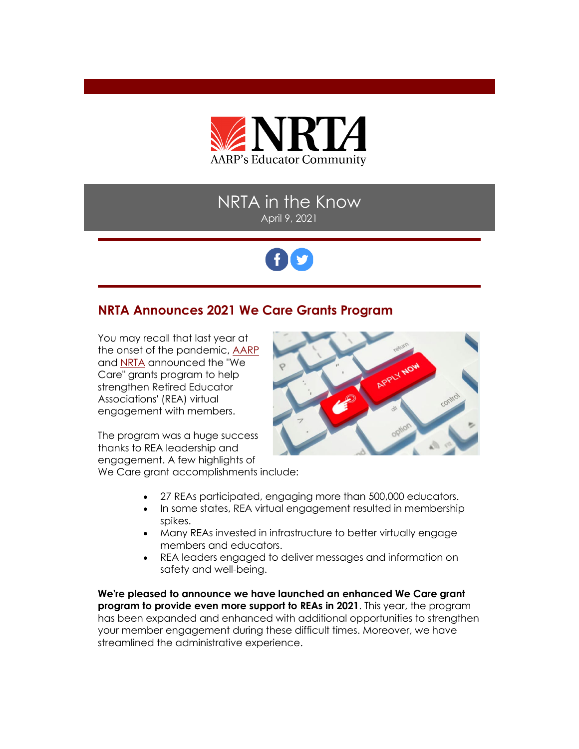NRTA
AARP's Educator Community

# NRTA in the Know

April 9, 2021

## NRTA Announces 2021 We Care Grants Program

You may recall that last year at the onset of the pandemic, AARP and NRTA announced the "We Care" grants program to help strengthen Retired Educator Associations' (REA) virtual engagement with members.

The program was a huge success thanks to REA leadership and engagement. A few highlights of We Care grant accomplishments include:

- 27 REAs participated, engaging more than 500,000 educators.
- In some states, REA virtual engagement resulted in membership spikes.
- Many REAs invested in infrastructure to better virtually engage members and educators.
- REA leaders engaged to deliver messages and information on safety and well-being.

**We're pleased to announce we have launched an enhanced We Care grant program to provide even more support to REAs in 2021**. This year, the program has been expanded and enhanced with additional opportunities to strengthen your member engagement during these difficult times. Moreover, we have streamlined the administrative experience.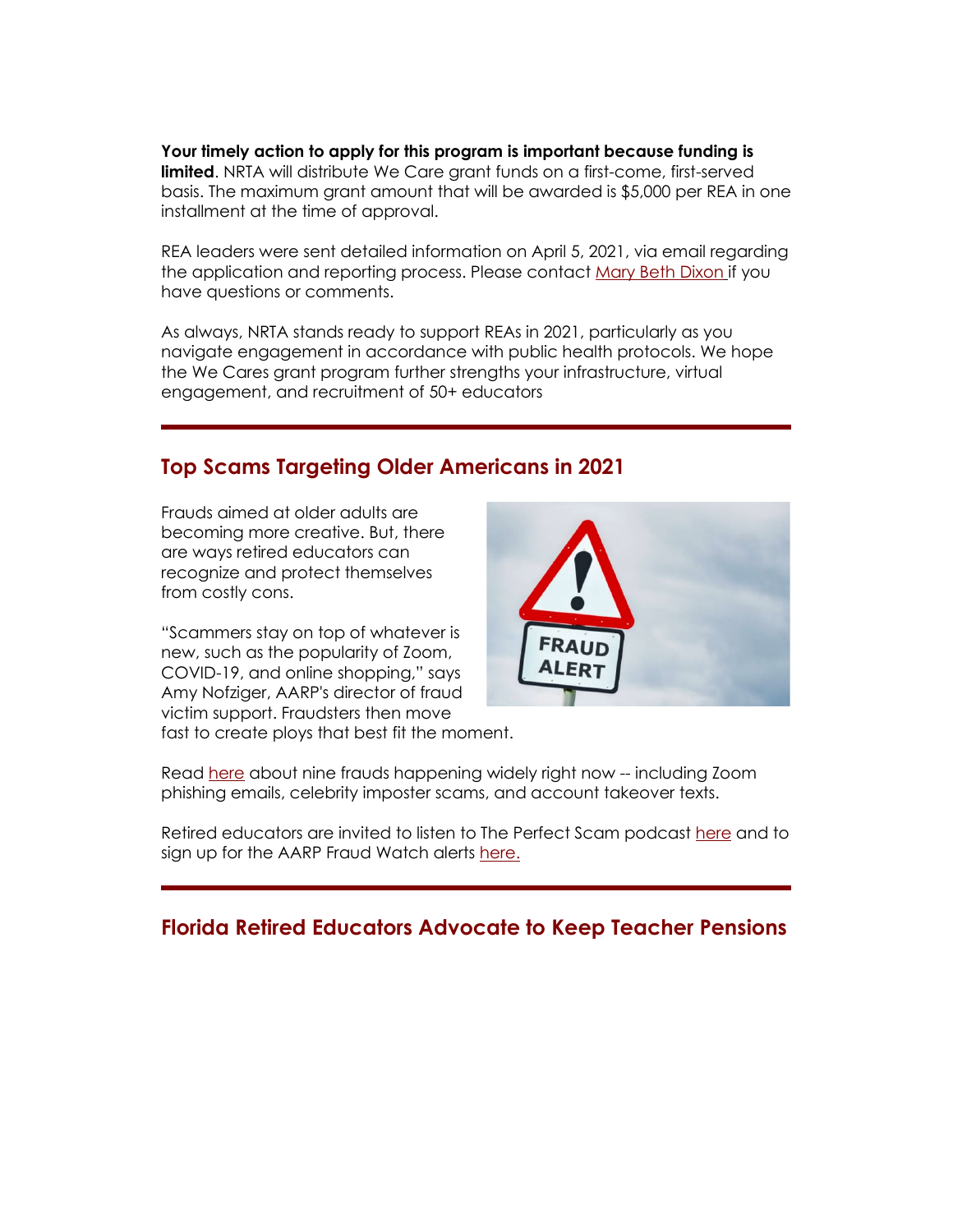**Your timely action to apply for this program is important because funding is limited**. NRTA will distribute We Care grant funds on a first-come, first-served basis. The maximum grant amount that will be awarded is $5,000 per REA in one installment at the time of approval.

REA leaders were sent detailed information on April 5, 2021, via email regarding the application and reporting process. Please contact Mary Beth Dixon if you have questions or comments.

As always, NRTA stands ready to support REAs in 2021, particularly as you navigate engagement in accordance with public health protocols. We hope the We Cares grant program further strengths your infrastructure, virtual engagement, and recruitment of 50+ educators

---

## Top Scams Targeting Older Americans in 2021

Frauds aimed at older adults are becoming more creative. But, there are ways retired educators can recognize and protect themselves from costly cons.

"Scammers stay on top of whatever is new, such as the popularity of Zoom, COVID-19, and online shopping," says Amy Nofziger, AARP's director of fraud victim support. Fraudsters then move fast to create ploys that best fit the moment.

Read here about nine frauds happening widely right now -- including Zoom phishing emails, celebrity imposter scams, and account takeover texts.

Retired educators are invited to listen to The Perfect Scam podcast here and to sign up for the AARP Fraud Watch alerts here.

---

## Florida Retired Educators Advocate to Keep Teacher Pensions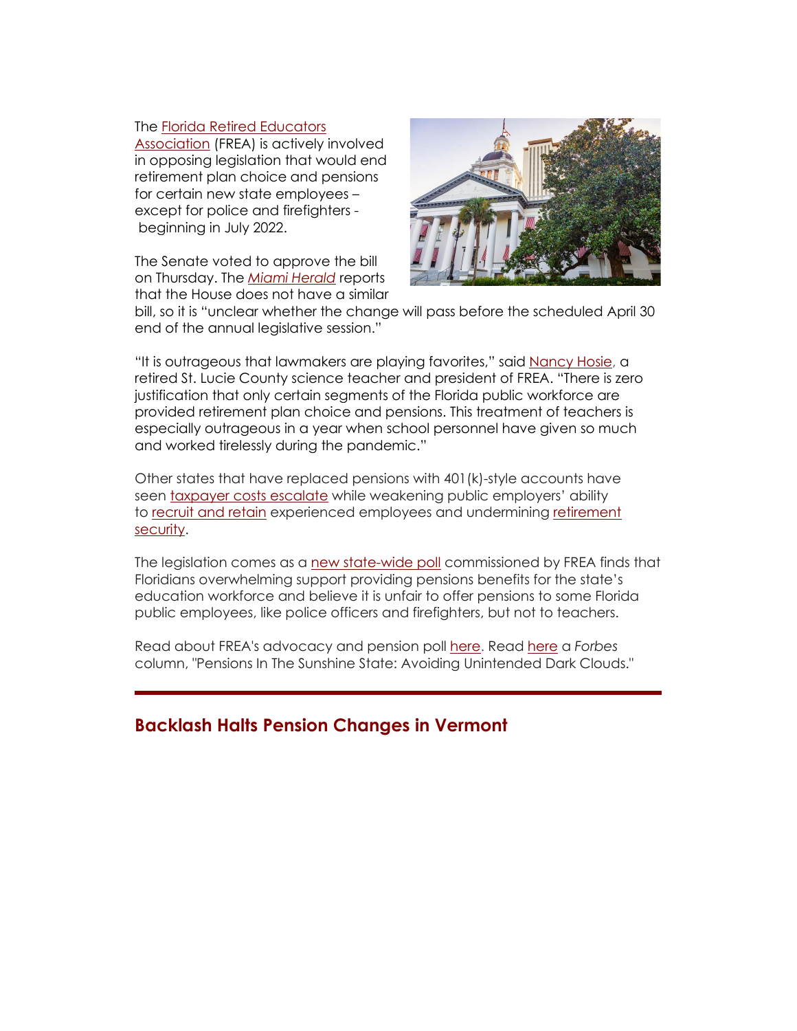The Florida Retired Educators Association (FREA) is actively involved in opposing legislation that would end retirement plan choice and pensions for certain new state employees – except for police and firefighters - beginning in July 2022.

The Senate voted to approve the bill on Thursday. The *Miami Herald* reports that the House does not have a similar bill, so it is "unclear whether the change will pass before the scheduled April 30 end of the annual legislative session."

"It is outrageous that lawmakers are playing favorites," said Nancy Hosie, a retired St. Lucie County science teacher and president of FREA. "There is zero justification that only certain segments of the Florida public workforce are provided retirement plan choice and pensions. This treatment of teachers is especially outrageous in a year when school personnel have given so much and worked tirelessly during the pandemic."

Other states that have replaced pensions with 401(k)-style accounts have seen taxpayer costs escalate while weakening public employers' ability to recruit and retain experienced employees and undermining retirement security.

The legislation comes as a new state-wide poll commissioned by FREA finds that Floridians overwhelming support providing pensions benefits for the state's education workforce and believe it is unfair to offer pensions to some Florida public employees, like police officers and firefighters, but not to teachers.

Read about FREA's advocacy and pension poll here. Read here a *Forbes* column, "Pensions In The Sunshine State: Avoiding Unintended Dark Clouds."

---

## Backlash Halts Pension Changes in Vermont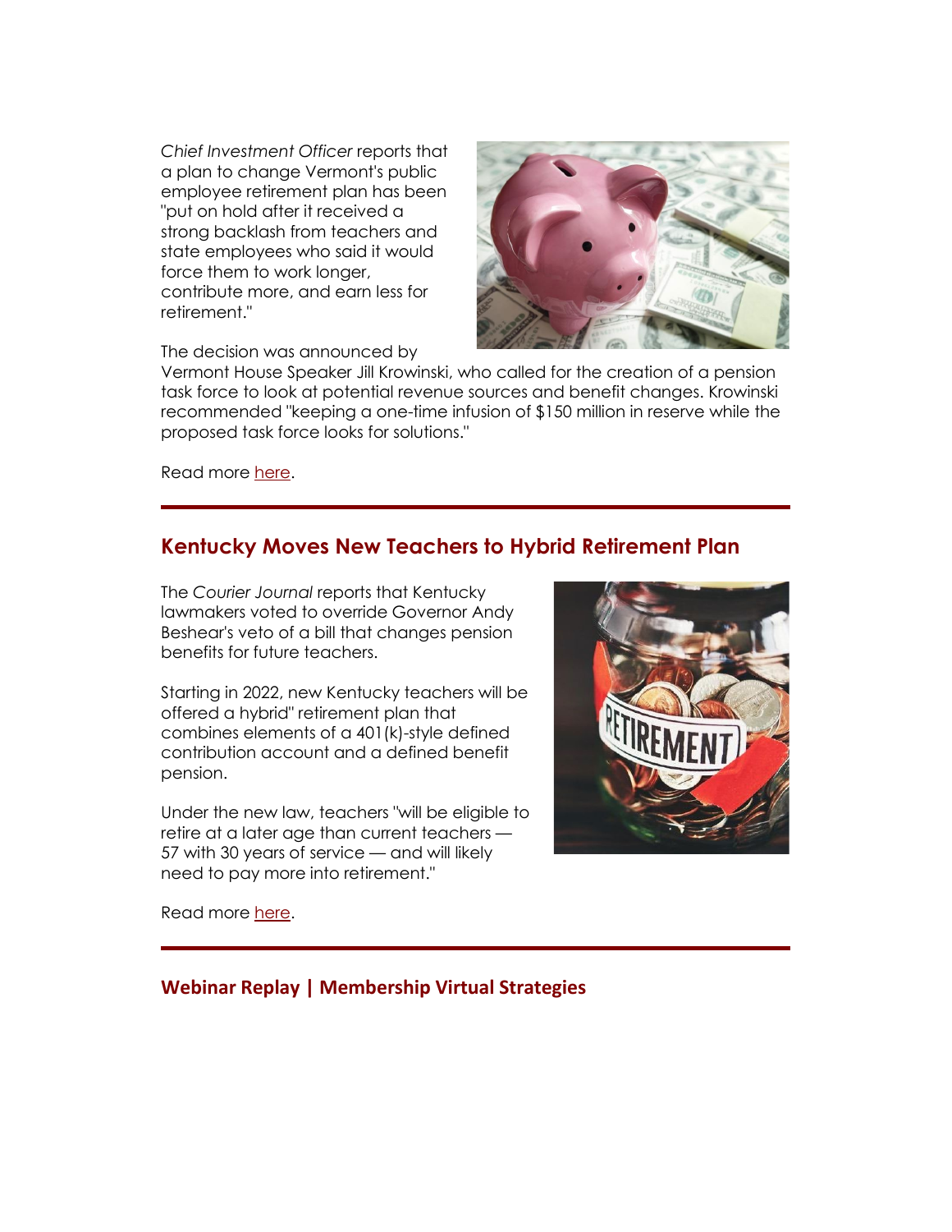*Chief Investment Officer* reports that a plan to change Vermont's public employee retirement plan has been "put on hold after it received a strong backlash from teachers and state employees who said it would force them to work longer, contribute more, and earn less for retirement."

The decision was announced by Vermont House Speaker Jill Krowinski, who called for the creation of a pension task force to look at potential revenue sources and benefit changes. Krowinski recommended "keeping a one-time infusion of $150 million in reserve while the proposed task force looks for solutions."

Read more here.

## Kentucky Moves New Teachers to Hybrid Retirement Plan

The *Courier Journal* reports that Kentucky lawmakers voted to override Governor Andy Beshear's veto of a bill that changes pension benefits for future teachers.

Starting in 2022, new Kentucky teachers will be offered a hybrid" retirement plan that combines elements of a 401(k)-style defined contribution account and a defined benefit pension.

Under the new law, teachers "will be eligible to retire at a later age than current teachers — 57 with 30 years of service — and will likely need to pay more into retirement."

Read more here.

## Webinar Replay | Membership Virtual Strategies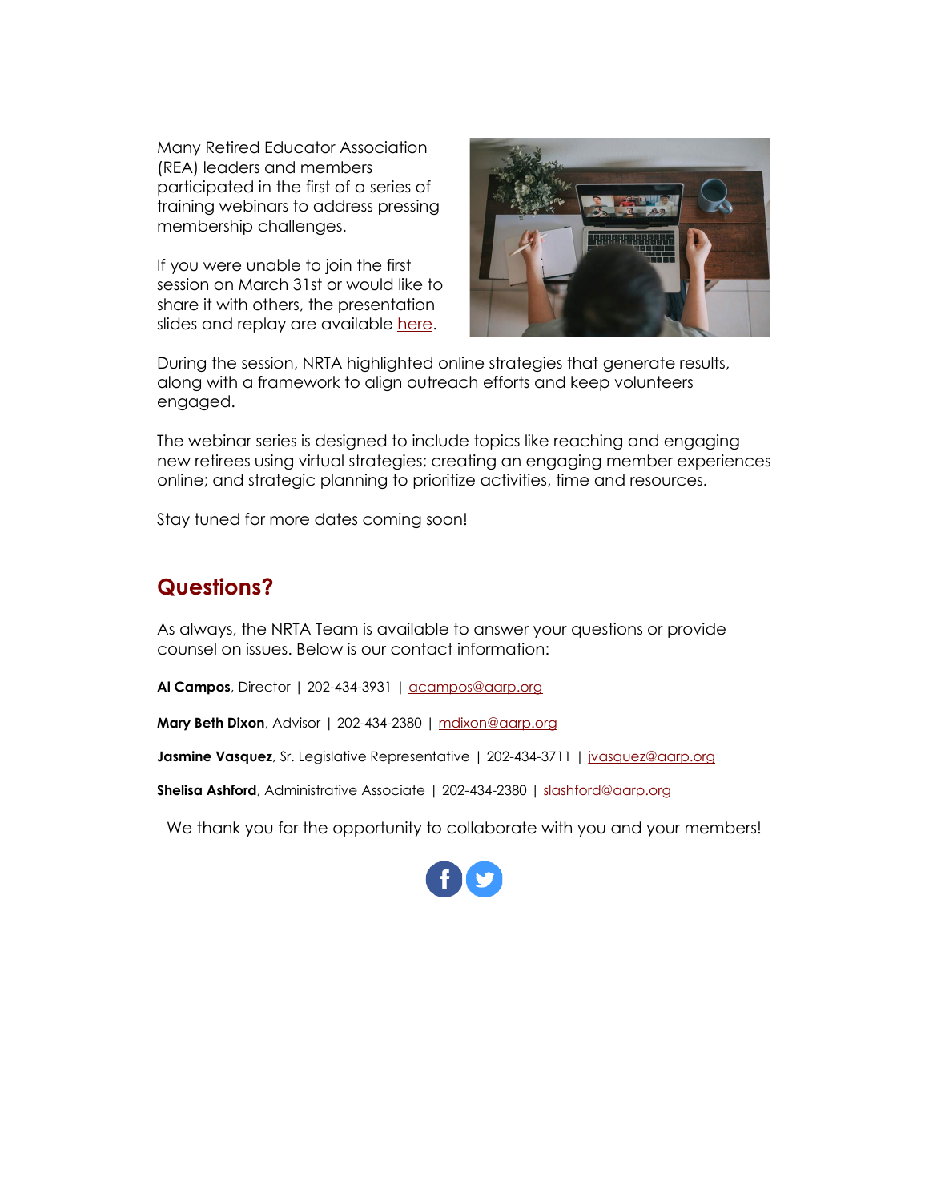Many Retired Educator Association (REA) leaders and members participated in the first of a series of training webinars to address pressing membership challenges.

If you were unable to join the first session on March 31st or would like to share it with others, the presentation slides and replay are available here.

During the session, NRTA highlighted online strategies that generate results, along with a framework to align outreach efforts and keep volunteers engaged.

The webinar series is designed to include topics like reaching and engaging new retirees using virtual strategies; creating an engaging member experiences online; and strategic planning to prioritize activities, time and resources.

Stay tuned for more dates coming soon!

---

## Questions?

As always, the NRTA Team is available to answer your questions or provide counsel on issues. Below is our contact information:

**Al Campos**, Director | 202-434-3931 | acampos@aarp.org

**Mary Beth Dixon**, Advisor | 202-434-2380 | mdixon@aarp.org

**Jasmine Vasquez**, Sr. Legislative Representative | 202-434-3711 | jvasquez@aarp.org

**Shelisa Ashford**, Administrative Associate | 202-434-2380 | slashford@aarp.org

We thank you for the opportunity to collaborate with you and your members!